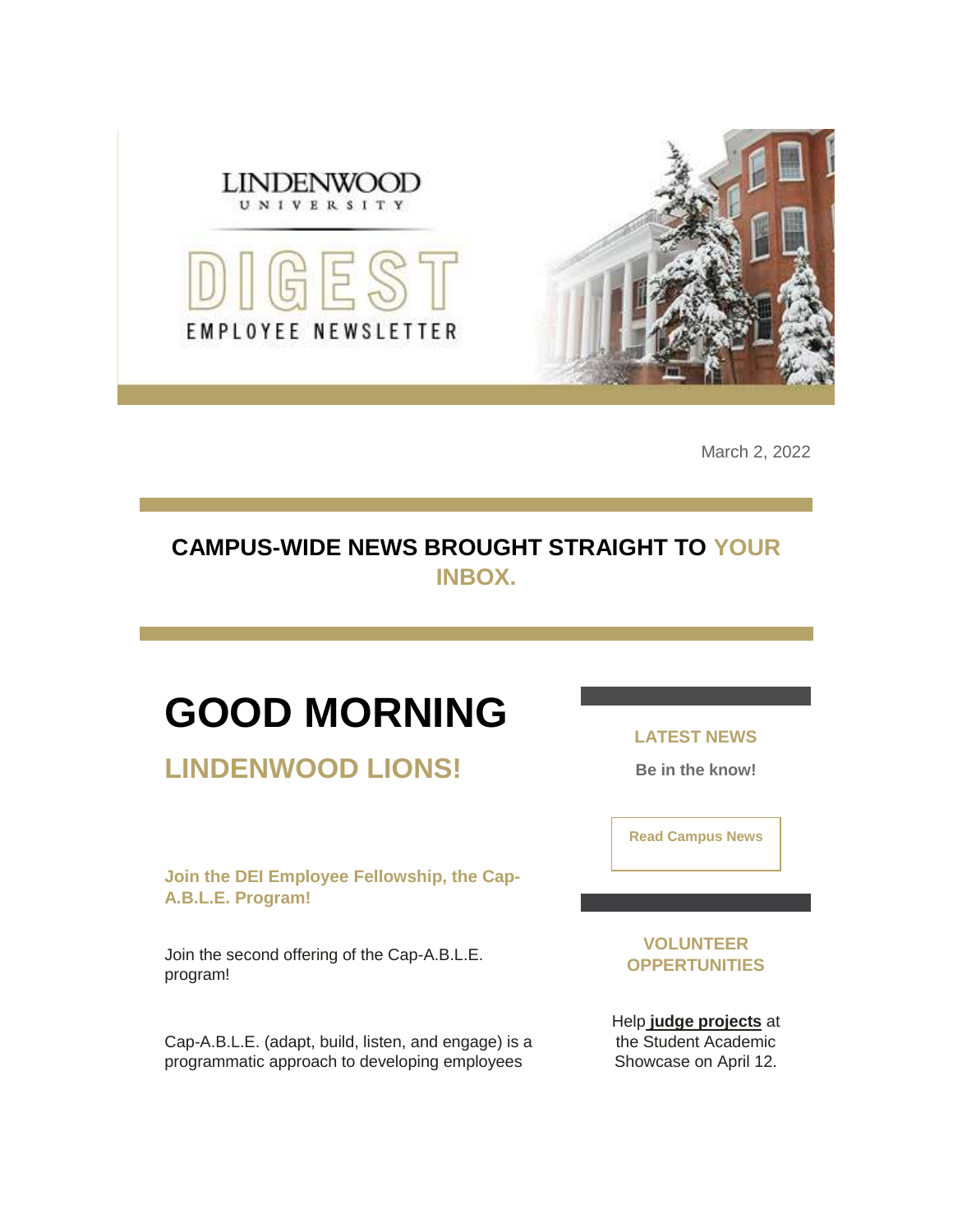LINDENWOOD
UNIVERSITY

DIGEST
EMPLOYEE NEWSLETTER

March 2, 2022

## CAMPUS-WIDE NEWS BROUGHT STRAIGHT TO YOUR INBOX.

# GOOD MORNING

## LINDENWOOD LIONS!

### Join the DEI Employee Fellowship, the Cap-A.B.L.E. Program!

Join the second offering of the Cap-A.B.L.E. program!

Cap-A.B.L.E. (adapt, build, listen, and engage) is a programmatic approach to developing employees

### LATEST NEWS

**Be in the know!**

**Read Campus News**

### VOLUNTEER OPPERTUNITIES

Help **judge projects** at the Student Academic Showcase on April 12.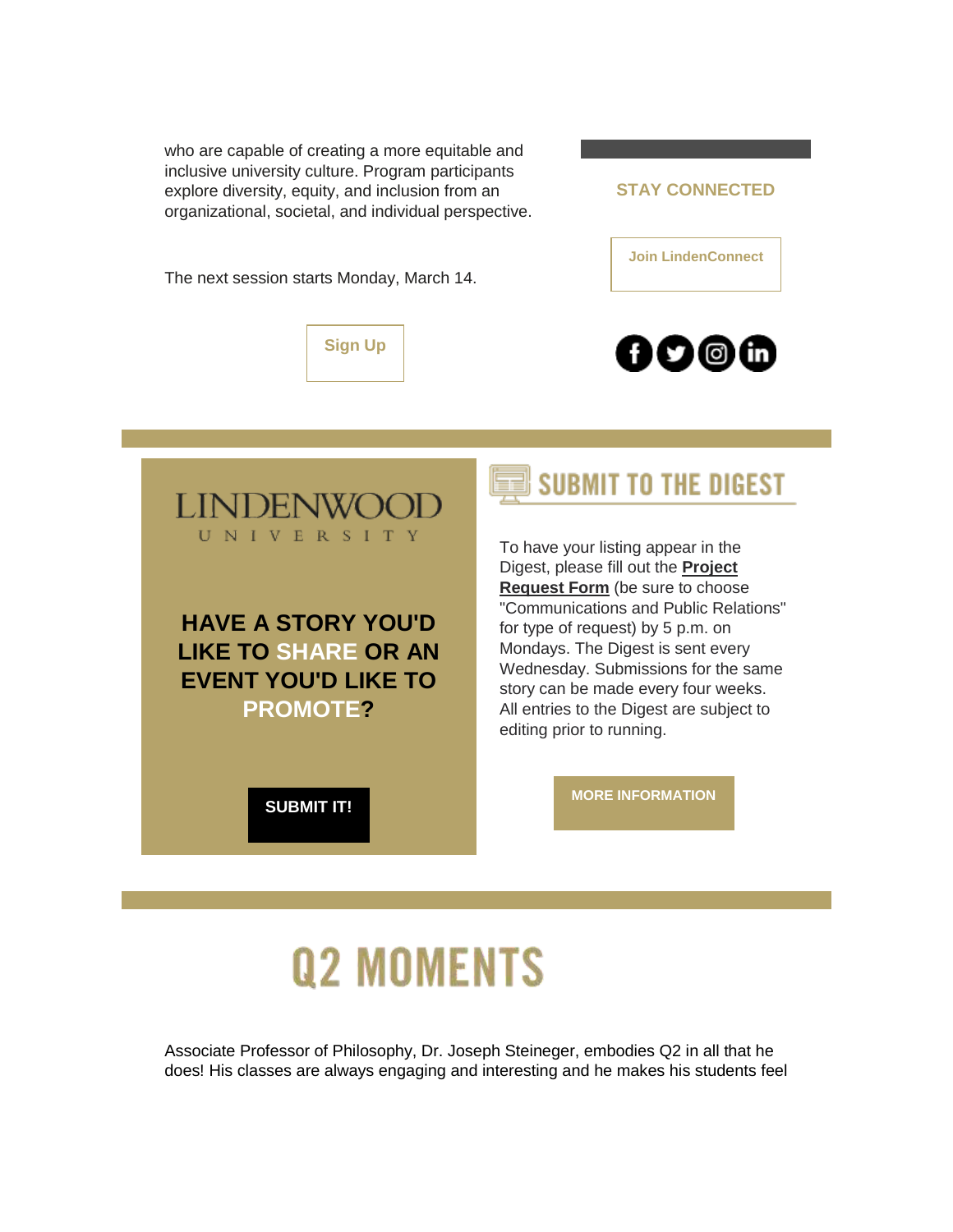who are capable of creating a more equitable and inclusive university culture. Program participants explore diversity, equity, and inclusion from an organizational, societal, and individual perspective.

The next session starts Monday, March 14.

Sign Up

**STAY CONNECTED**

Join LindenConnect

LINDENWOOD UNIVERSITY

**HAVE A STORY YOU'D LIKE TO SHARE OR AN EVENT YOU'D LIKE TO PROMOTE?**

**SUBMIT IT!**

## SUBMIT TO THE DIGEST

To have your listing appear in the Digest, please fill out the **Project Request Form** (be sure to choose "Communications and Public Relations" for type of request) by 5 p.m. on Mondays. The Digest is sent every Wednesday. Submissions for the same story can be made every four weeks. All entries to the Digest are subject to editing prior to running.

**MORE INFORMATION**

# Q2 MOMENTS

Associate Professor of Philosophy, Dr. Joseph Steineger, embodies Q2 in all that he does! His classes are always engaging and interesting and he makes his students feel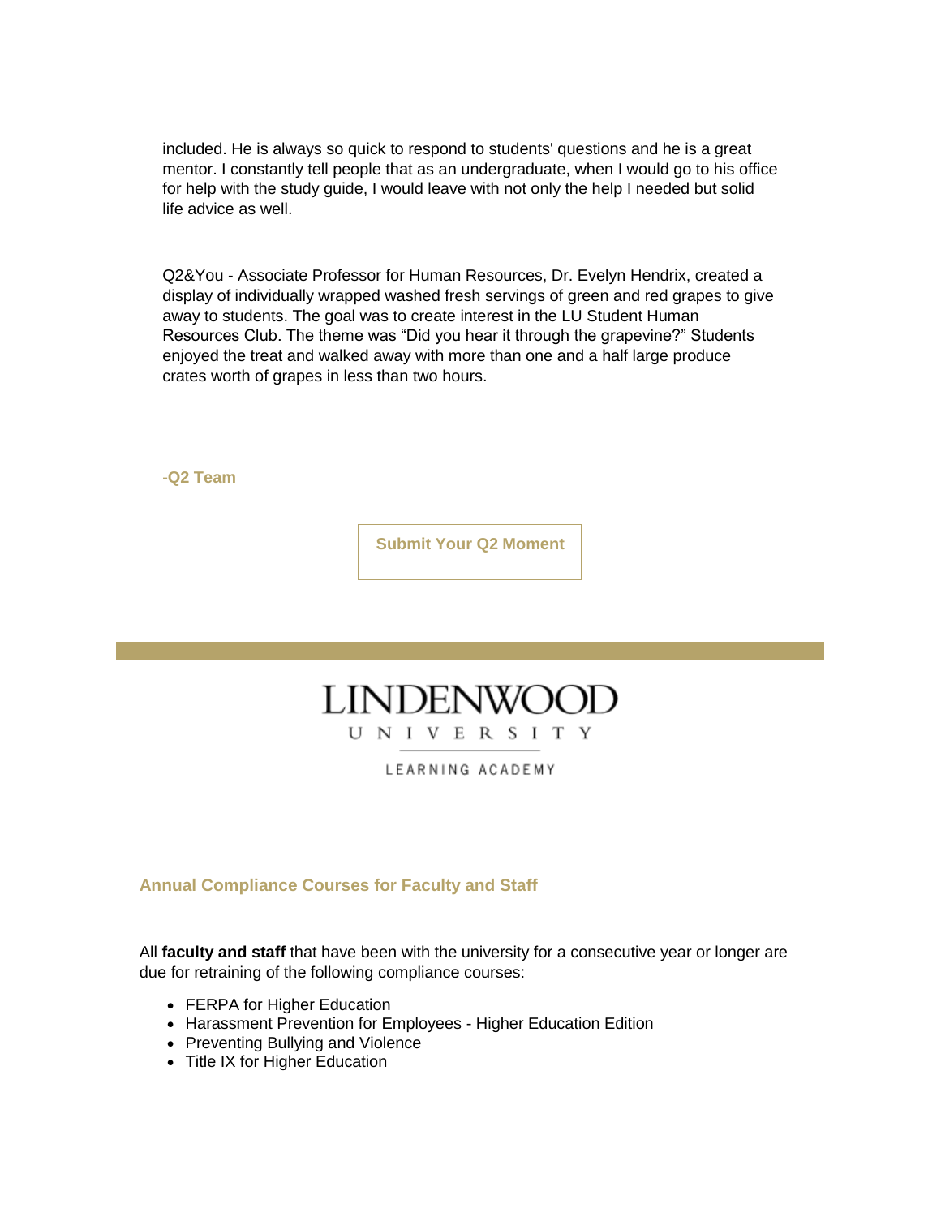included. He is always so quick to respond to students' questions and he is a great mentor. I constantly tell people that as an undergraduate, when I would go to his office for help with the study guide, I would leave with not only the help I needed but solid life advice as well.

Q2&You - Associate Professor for Human Resources, Dr. Evelyn Hendrix, created a display of individually wrapped washed fresh servings of green and red grapes to give away to students. The goal was to create interest in the LU Student Human Resources Club. The theme was "Did you hear it through the grapevine?" Students enjoyed the treat and walked away with more than one and a half large produce crates worth of grapes in less than two hours.

**-Q2 Team**

**Submit Your Q2 Moment**

---

LINDENWOOD
UNIVERSITY
LEARNING ACADEMY

### Annual Compliance Courses for Faculty and Staff

All **faculty and staff** that have been with the university for a consecutive year or longer are due for retraining of the following compliance courses:

- FERPA for Higher Education
- Harassment Prevention for Employees - Higher Education Edition
- Preventing Bullying and Violence
- Title IX for Higher Education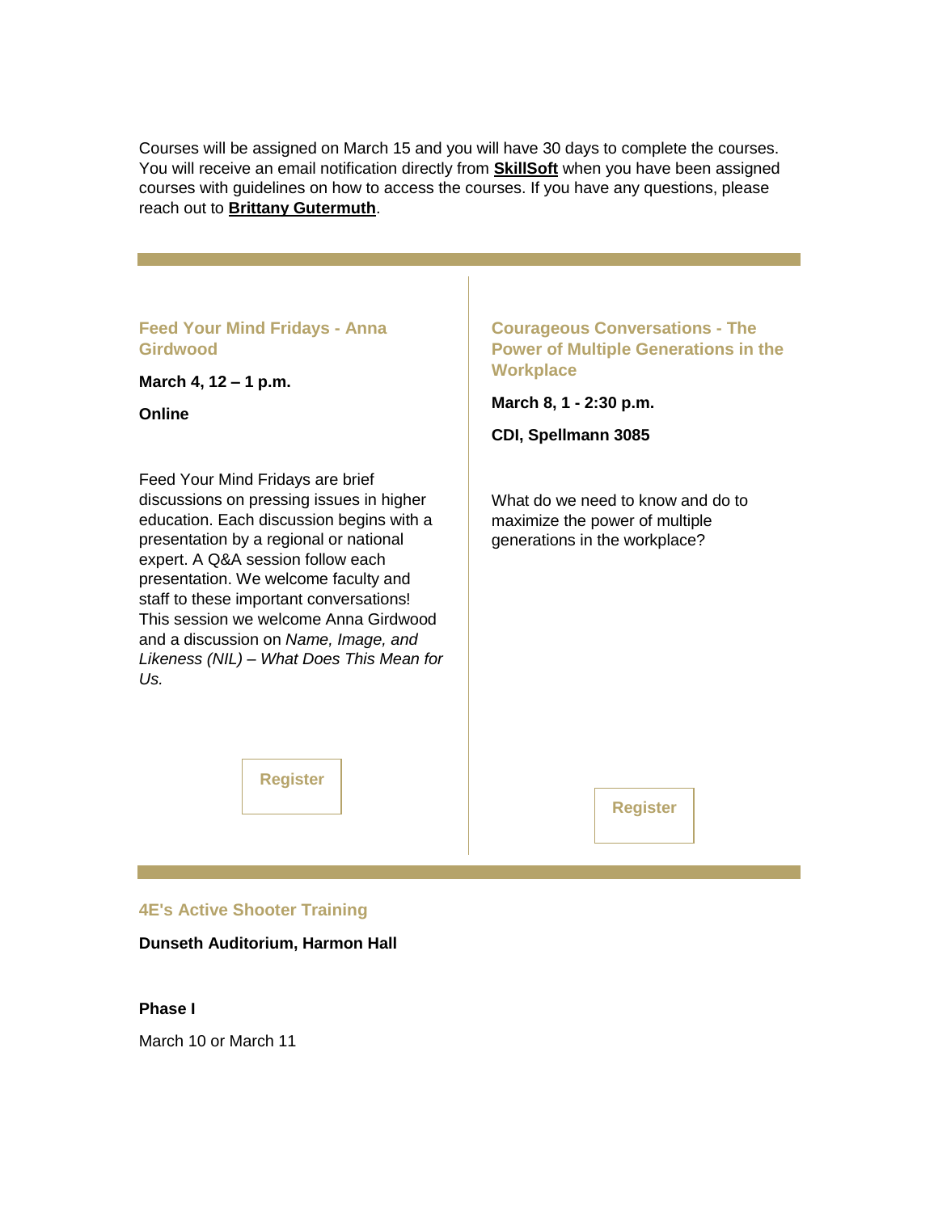Courses will be assigned on March 15 and you will have 30 days to complete the courses. You will receive an email notification directly from **SkillSoft** when you have been assigned courses with guidelines on how to access the courses. If you have any questions, please reach out to **Brittany Gutermuth**.

---

### Feed Your Mind Fridays - Anna Girdwood

**March 4, 12 – 1 p.m.**

**Online**

Feed Your Mind Fridays are brief discussions on pressing issues in higher education. Each discussion begins with a presentation by a regional or national expert. A Q&A session follow each presentation. We welcome faculty and staff to these important conversations! This session we welcome Anna Girdwood and a discussion on *Name, Image, and Likeness (NIL) – What Does This Mean for Us.*

Register

### Courageous Conversations - The Power of Multiple Generations in the Workplace

**March 8, 1 - 2:30 p.m.**

**CDI, Spellmann 3085**

What do we need to know and do to maximize the power of multiple generations in the workplace?

Register

---

### 4E's Active Shooter Training

**Dunseth Auditorium, Harmon Hall**

**Phase I**

March 10 or March 11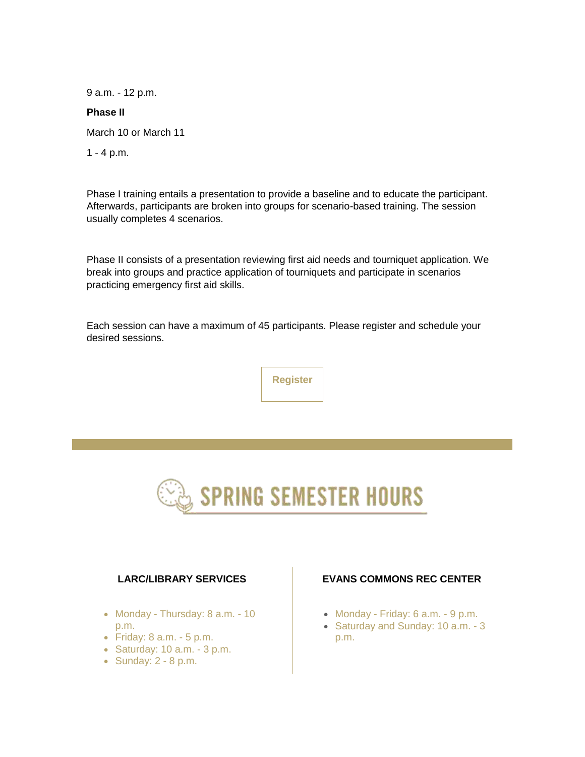9 a.m. - 12 p.m.

**Phase II**

March 10 or March 11

1 - 4 p.m.

Phase I training entails a presentation to provide a baseline and to educate the participant. Afterwards, participants are broken into groups for scenario-based training. The session usually completes 4 scenarios.

Phase II consists of a presentation reviewing first aid needs and tourniquet application. We break into groups and practice application of tourniquets and participate in scenarios practicing emergency first aid skills.

Each session can have a maximum of 45 participants. Please register and schedule your desired sessions.

Register

---

## SPRING SEMESTER HOURS

### LARC/LIBRARY SERVICES

- Monday - Thursday: 8 a.m. - 10 p.m.
- Friday: 8 a.m. - 5 p.m.
- Saturday: 10 a.m. - 3 p.m.
- Sunday: 2 - 8 p.m.

### EVANS COMMONS REC CENTER

- Monday - Friday: 6 a.m. - 9 p.m.
- Saturday and Sunday: 10 a.m. - 3 p.m.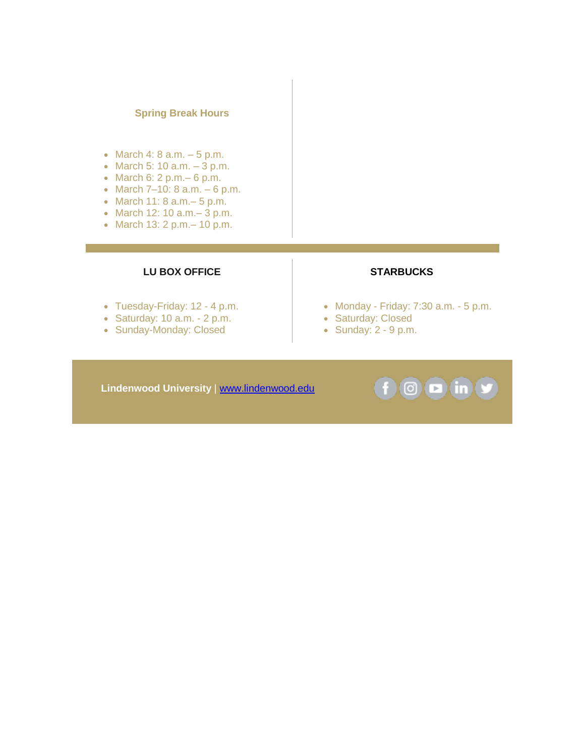### Spring Break Hours

- March 4: 8 a.m. – 5 p.m.
- March 5: 10 a.m. – 3 p.m.
- March 6: 2 p.m.– 6 p.m.
- March 7–10: 8 a.m. – 6 p.m.
- March 11: 8 a.m.– 5 p.m.
- March 12: 10 a.m.– 3 p.m.
- March 13: 2 p.m.– 10 p.m.

### LU BOX OFFICE

- Tuesday-Friday: 12 - 4 p.m.
- Saturday: 10 a.m. - 2 p.m.
- Sunday-Monday: Closed

### STARBUCKS

- Monday - Friday: 7:30 a.m. - 5 p.m.
- Saturday: Closed
- Sunday: 2 - 9 p.m.

**Lindenwood University** | www.lindenwood.edu